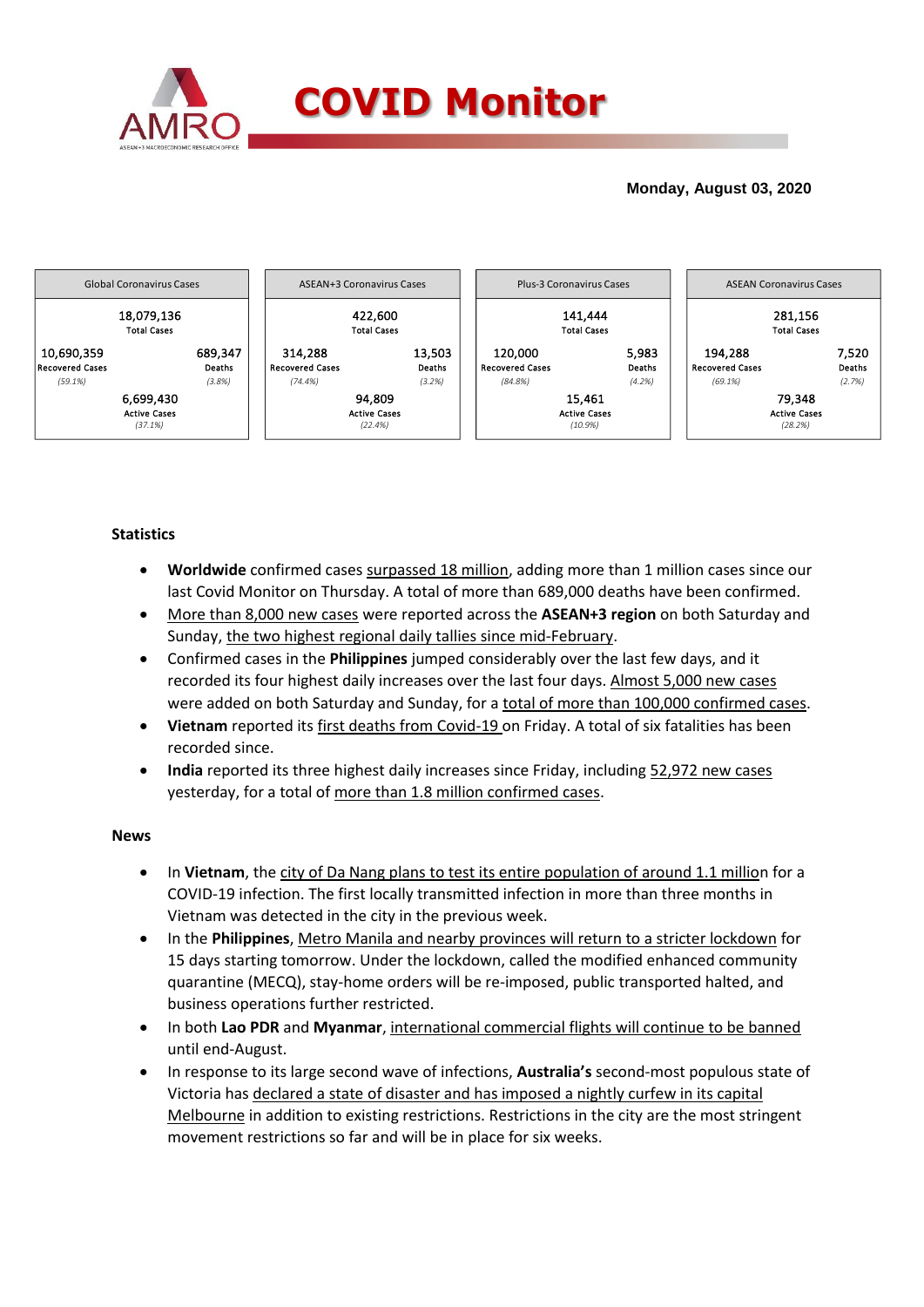# COVID Monitor

**Monday, August 03, 2020**

| Global Coronavirus Cases | | ASEAN+3 Coronavirus Cases | | Plus-3 Coronavirus Cases | | ASEAN Coronavirus Cases | |
|---|---|---|---|---|---|---|---|
| 18,079,136 Total Cases | | 422,600 Total Cases | | 141,444 Total Cases | | 281,156 Total Cases | |
| 10,690,359 Recovered Cases (59.1%) | 689,347 Deaths (3.8%) | 314,288 Recovered Cases (74.4%) | 13,503 Deaths (3.2%) | 120,000 Recovered Cases (84.8%) | 5,983 Deaths (4.2%) | 194,288 Recovered Cases (69.1%) | 7,520 Deaths (2.7%) |
| 6,699,430 Active Cases (37.1%) | | 94,809 Active Cases (22.4%) | | 15,461 Active Cases (10.9%) | | 79,348 Active Cases (28.2%) | |

## Statistics

- **Worldwide** confirmed cases surpassed 18 million, adding more than 1 million cases since our last Covid Monitor on Thursday. A total of more than 689,000 deaths have been confirmed.
- More than 8,000 new cases were reported across the **ASEAN+3 region** on both Saturday and Sunday, the two highest regional daily tallies since mid-February.
- Confirmed cases in the **Philippines** jumped considerably over the last few days, and it recorded its four highest daily increases over the last four days. Almost 5,000 new cases were added on both Saturday and Sunday, for a total of more than 100,000 confirmed cases.
- **Vietnam** reported its first deaths from Covid-19 on Friday. A total of six fatalities has been recorded since.
- **India** reported its three highest daily increases since Friday, including 52,972 new cases yesterday, for a total of more than 1.8 million confirmed cases.

## News

- In **Vietnam**, the city of Da Nang plans to test its entire population of around 1.1 million for a COVID-19 infection. The first locally transmitted infection in more than three months in Vietnam was detected in the city in the previous week.
- In the **Philippines**, Metro Manila and nearby provinces will return to a stricter lockdown for 15 days starting tomorrow. Under the lockdown, called the modified enhanced community quarantine (MECQ), stay-home orders will be re-imposed, public transported halted, and business operations further restricted.
- In both **Lao PDR** and **Myanmar**, international commercial flights will continue to be banned until end-August.
- In response to its large second wave of infections, **Australia's** second-most populous state of Victoria has declared a state of disaster and has imposed a nightly curfew in its capital Melbourne in addition to existing restrictions. Restrictions in the city are the most stringent movement restrictions so far and will be in place for six weeks.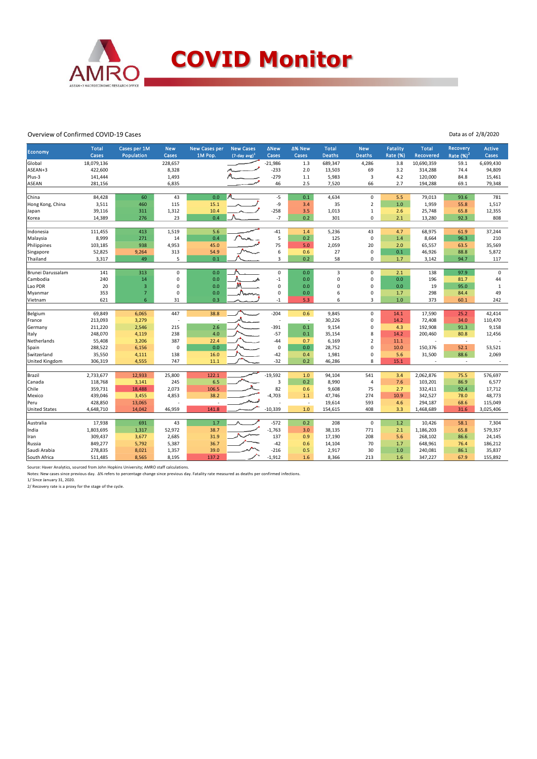# COVID Monitor

Overview of Confirmed COVID-19 Cases

Data as of 2/8/2020

| Economy | Total Cases | Cases per 1M Population | New Cases | New Cases per 1M Pop. | New Cases (7-day avg)[1] | ΔNew Cases | Δ% New Cases | Total Deaths | New Deaths | Fatality Rate (%) | Total Recovered | Recovery Rate (%)[2] | Active Cases |
|---|---|---|---|---|---|---|---|---|---|---|---|---|---|
| Global | 18,079,136 | | 228,657 | | | -21,986 | 1.3 | 689,347 | 4,286 | 3.8 | 10,690,359 | 59.1 | 6,699,430 |
| ASEAN+3 | 422,600 | | 8,328 | | | -233 | 2.0 | 13,503 | 69 | 3.2 | 314,288 | 74.4 | 94,809 |
| Plus-3 | 141,444 | | 1,493 | | | -279 | 1.1 | 5,983 | 3 | 4.2 | 120,000 | 84.8 | 15,461 |
| ASEAN | 281,156 | | 6,835 | | | 46 | 2.5 | 7,520 | 66 | 2.7 | 194,288 | 69.1 | 79,348 |
| | | | | | | | | | | | | | |
| China | 84,428 | 60 | 43 | 0.0 | | -5 | 0.1 | 4,634 | 0 | 5.5 | 79,013 | 93.6 | 781 |
| Hong Kong, China | 3,511 | 460 | 115 | 15.1 | | -9 | 3.4 | 35 | 2 | 1.0 | 1,959 | 55.8 | 1,517 |
| Japan | 39,116 | 311 | 1,312 | 10.4 | | -258 | 3.5 | 1,013 | 1 | 2.6 | 25,748 | 65.8 | 12,355 |
| Korea | 14,389 | 276 | 23 | 0.4 | | -7 | 0.2 | 301 | 0 | 2.1 | 13,280 | 92.3 | 808 |
| | | | | | | | | | | | | | |
| Indonesia | 111,455 | 413 | 1,519 | 5.6 | | -41 | 1.4 | 5,236 | 43 | 4.7 | 68,975 | 61.9 | 37,244 |
| Malaysia | 8,999 | 271 | 14 | 0.4 | | 5 | 0.2 | 125 | 0 | 1.4 | 8,664 | 96.3 | 210 |
| Philippines | 103,185 | 938 | 4,953 | 45.0 | | 75 | 5.0 | 2,059 | 20 | 2.0 | 65,557 | 63.5 | 35,569 |
| Singapore | 52,825 | 9,264 | 313 | 54.9 | | 6 | 0.6 | 27 | 0 | 0.1 | 46,926 | 88.8 | 5,872 |
| Thailand | 3,317 | 49 | 5 | 0.1 | | 3 | 0.2 | 58 | 0 | 1.7 | 3,142 | 94.7 | 117 |
| | | | | | | | | | | | | | |
| Brunei Darussalam | 141 | 313 | 0 | 0.0 | | 0 | 0.0 | 3 | 0 | 2.1 | 138 | 97.9 | 0 |
| Cambodia | 240 | 14 | 0 | 0.0 | | -1 | 0.0 | 0 | 0 | 0.0 | 196 | 81.7 | 44 |
| Lao PDR | 20 | 3 | 0 | 0.0 | | 0 | 0.0 | 0 | 0 | 0.0 | 19 | 95.0 | 1 |
| Myanmar | 353 | 7 | 0 | 0.0 | | 0 | 0.0 | 6 | 0 | 1.7 | 298 | 84.4 | 49 |
| Vietnam | 621 | 6 | 31 | 0.3 | | -1 | 5.3 | 6 | 3 | 1.0 | 373 | 60.1 | 242 |
| | | | | | | | | | | | | | |
| Belgium | 69,849 | 6,065 | 447 | 38.8 | | -204 | 0.6 | 9,845 | 0 | 14.1 | 17,590 | 25.2 | 42,414 |
| France | 213,093 | 3,279 | - | - | | - | - | 30,226 | 0 | 14.2 | 72,408 | 34.0 | 110,470 |
| Germany | 211,220 | 2,546 | 215 | 2.6 | | -391 | 0.1 | 9,154 | 0 | 4.3 | 192,908 | 91.3 | 9,158 |
| Italy | 248,070 | 4,119 | 238 | 4.0 | | -57 | 0.1 | 35,154 | 8 | 14.2 | 200,460 | 80.8 | 12,456 |
| Netherlands | 55,408 | 3,206 | 387 | 22.4 | | -44 | 0.7 | 6,169 | 2 | 11.1 | - | - | - |
| Spain | 288,522 | 6,156 | 0 | 0.0 | | 0 | 0.0 | 28,752 | 0 | 10.0 | 150,376 | 52.1 | 53,521 |
| Switzerland | 35,550 | 4,111 | 138 | 16.0 | | -42 | 0.4 | 1,981 | 0 | 5.6 | 31,500 | 88.6 | 2,069 |
| United Kingdom | 306,319 | 4,555 | 747 | 11.1 | | -32 | 0.2 | 46,286 | 8 | 15.1 | - | - | - |
| | | | | | | | | | | | | | |
| Brazil | 2,733,677 | 12,933 | 25,800 | 122.1 | | -19,592 | 1.0 | 94,104 | 541 | 3.4 | 2,062,876 | 75.5 | 576,697 |
| Canada | 118,768 | 3,141 | 245 | 6.5 | | 3 | 0.2 | 8,990 | 4 | 7.6 | 103,201 | 86.9 | 6,577 |
| Chile | 359,731 | 18,488 | 2,073 | 106.5 | | 82 | 0.6 | 9,608 | 75 | 2.7 | 332,411 | 92.4 | 17,712 |
| Mexico | 439,046 | 3,455 | 4,853 | 38.2 | | -4,703 | 1.1 | 47,746 | 274 | 10.9 | 342,527 | 78.0 | 48,773 |
| Peru | 428,850 | 13,065 | - | - | | - | - | 19,614 | 593 | 4.6 | 294,187 | 68.6 | 115,049 |
| United States | 4,648,710 | 14,042 | 46,959 | 141.8 | | -10,339 | 1.0 | 154,615 | 408 | 3.3 | 1,468,689 | 31.6 | 3,025,406 |
| | | | | | | | | | | | | | |
| Australia | 17,938 | 691 | 43 | 1.7 | | -572 | 0.2 | 208 | 0 | 1.2 | 10,426 | 58.1 | 7,304 |
| India | 1,803,695 | 1,317 | 52,972 | 38.7 | | -1,763 | 3.0 | 38,135 | 771 | 2.1 | 1,186,203 | 65.8 | 579,357 |
| Iran | 309,437 | 3,677 | 2,685 | 31.9 | | 137 | 0.9 | 17,190 | 208 | 5.6 | 268,102 | 86.6 | 24,145 |
| Russia | 849,277 | 5,792 | 5,387 | 36.7 | | -42 | 0.6 | 14,104 | 70 | 1.7 | 648,961 | 76.4 | 186,212 |
| Saudi Arabia | 278,835 | 8,021 | 1,357 | 39.0 | | -216 | 0.5 | 2,917 | 30 | 1.0 | 240,081 | 86.1 | 35,837 |
| South Africa | 511,485 | 8,565 | 8,195 | 137.2 | | -1,912 | 1.6 | 8,366 | 213 | 1.6 | 347,227 | 67.9 | 155,892 |

Source: Haver Analytics, sourced from John Hopkins University; AMRO staff calculations.

Notes: New cases since previous day. Δ% refers to percentage change since previous day. Fatality rate measured as deaths per confirmed infections.

1/ Since January 31, 2020.

2/ Recovery rate is a proxy for the stage of the cycle.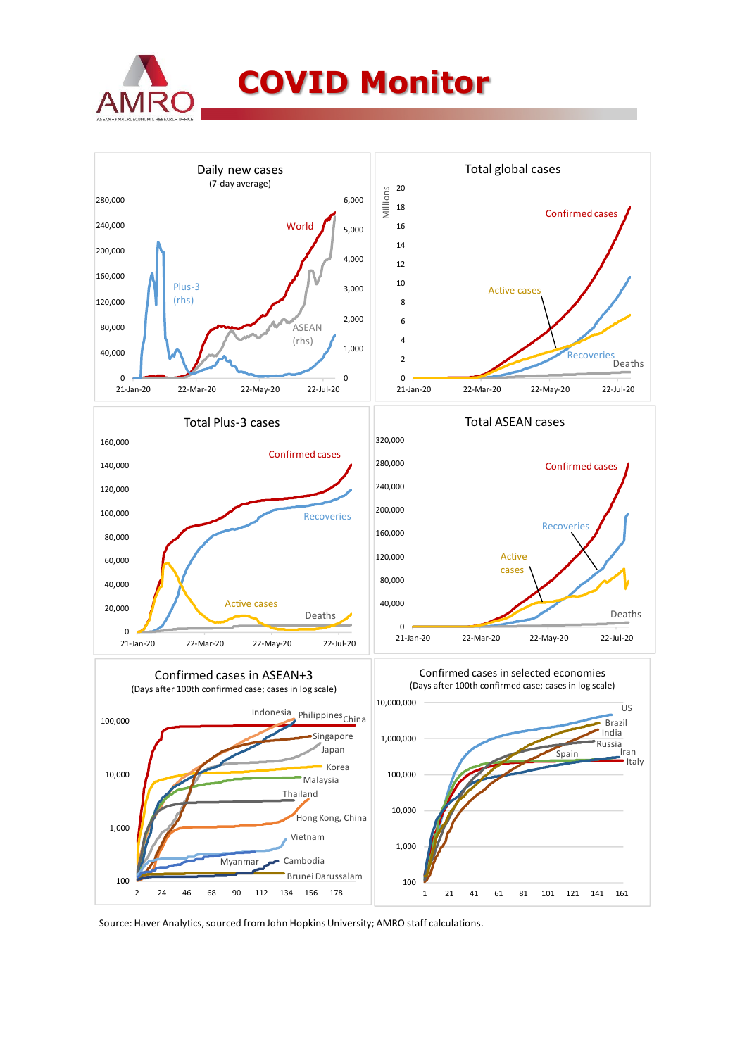# COVID Monitor

AMRO
ASEAN+3 MACROECONOMIC RESEARCH OFFICE

## Daily new cases
(7-day average)

280,000
240,000
200,000
160,000
120,000
80,000
40,000
0

6,000
5,000
4,000
3,000
2,000
1,000
0

World
Plus-3 (rhs)
ASEAN (rhs)

21-Jan-20 22-Mar-20 22-May-20 22-Jul-20

## Total global cases

Millions
20
18
16
14
12
10
8
6
4
2
0

Confirmed cases
Active cases
Recoveries
Deaths

21-Jan-20 22-Mar-20 22-May-20 22-Jul-20

## Total Plus-3 cases

160,000
140,000
120,000
100,000
80,000
60,000
40,000
20,000
0

Confirmed cases
Recoveries
Active cases
Deaths

21-Jan-20 22-Mar-20 22-May-20 22-Jul-20

## Total ASEAN cases

320,000
280,000
240,000
200,000
160,000
120,000
80,000
40,000
0

Confirmed cases
Recoveries
Active cases
Deaths

21-Jan-20 22-Mar-20 22-May-20 22-Jul-20

## Confirmed cases in ASEAN+3
(Days after 100th confirmed case; cases in log scale)

100,000
10,000
1,000
100

Indonesia
Philippines
China
Singapore
Japan
Korea
Malaysia
Thailand
Hong Kong, China
Vietnam
Myanmar
Cambodia
Brunei Darussalam

2 24 46 68 90 112 134 156 178

## Confirmed cases in selected economies
(Days after 100th confirmed case; cases in log scale)

10,000,000
1,000,000
100,000
10,000
1,000
100

US
Brazil
India
Russia
Spain
Iran
Italy

1 21 41 61 81 101 121 141 161

Source: Haver Analytics, sourced from John Hopkins University; AMRO staff calculations.